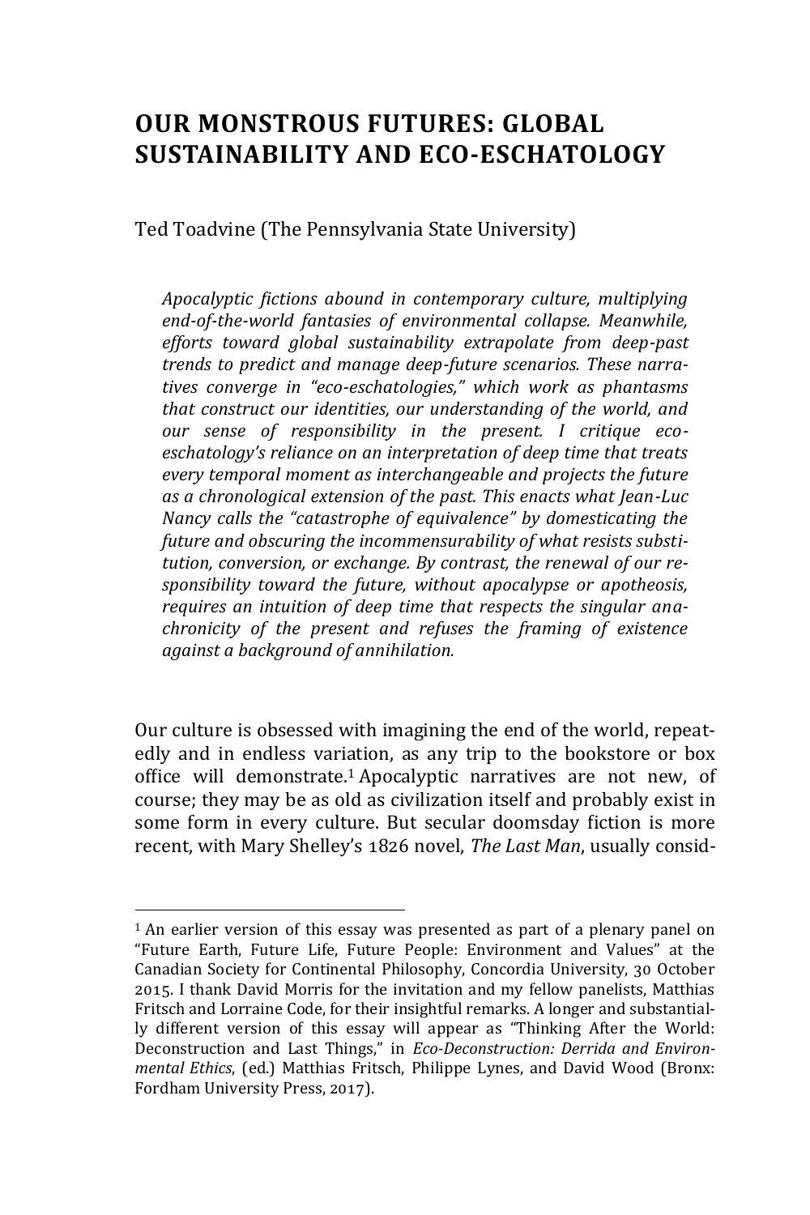# OUR MONSTROUS FUTURES: GLOBAL SUSTAINABILITY AND ECO-ESCHATOLOGY

Ted Toadvine (The Pennsylvania State University)

*Apocalyptic fictions abound in contemporary culture, multiplying end-of-the-world fantasies of environmental collapse. Meanwhile, efforts toward global sustainability extrapolate from deep-past trends to predict and manage deep-future scenarios. These narratives converge in "eco-eschatologies," which work as phantasms that construct our identities, our understanding of the world, and our sense of responsibility in the present. I critique eco-eschatology's reliance on an interpretation of deep time that treats every temporal moment as interchangeable and projects the future as a chronological extension of the past. This enacts what Jean-Luc Nancy calls the "catastrophe of equivalence" by domesticating the future and obscuring the incommensurability of what resists substitution, conversion, or exchange. By contrast, the renewal of our responsibility toward the future, without apocalypse or apotheosis, requires an intuition of deep time that respects the singular anachronicity of the present and refuses the framing of existence against a background of annihilation.*

Our culture is obsessed with imagining the end of the world, repeatedly and in endless variation, as any trip to the bookstore or box office will demonstrate.[1] Apocalyptic narratives are not new, of course; they may be as old as civilization itself and probably exist in some form in every culture. But secular doomsday fiction is more recent, with Mary Shelley's 1826 novel, *The Last Man*, usually consid-

[1] An earlier version of this essay was presented as part of a plenary panel on "Future Earth, Future Life, Future People: Environment and Values" at the Canadian Society for Continental Philosophy, Concordia University, 30 October 2015. I thank David Morris for the invitation and my fellow panelists, Matthias Fritsch and Lorraine Code, for their insightful remarks. A longer and substantially different version of this essay will appear as "Thinking After the World: Deconstruction and Last Things," in *Eco-Deconstruction: Derrida and Environmental Ethics*, (ed.) Matthias Fritsch, Philippe Lynes, and David Wood (Bronx: Fordham University Press, 2017).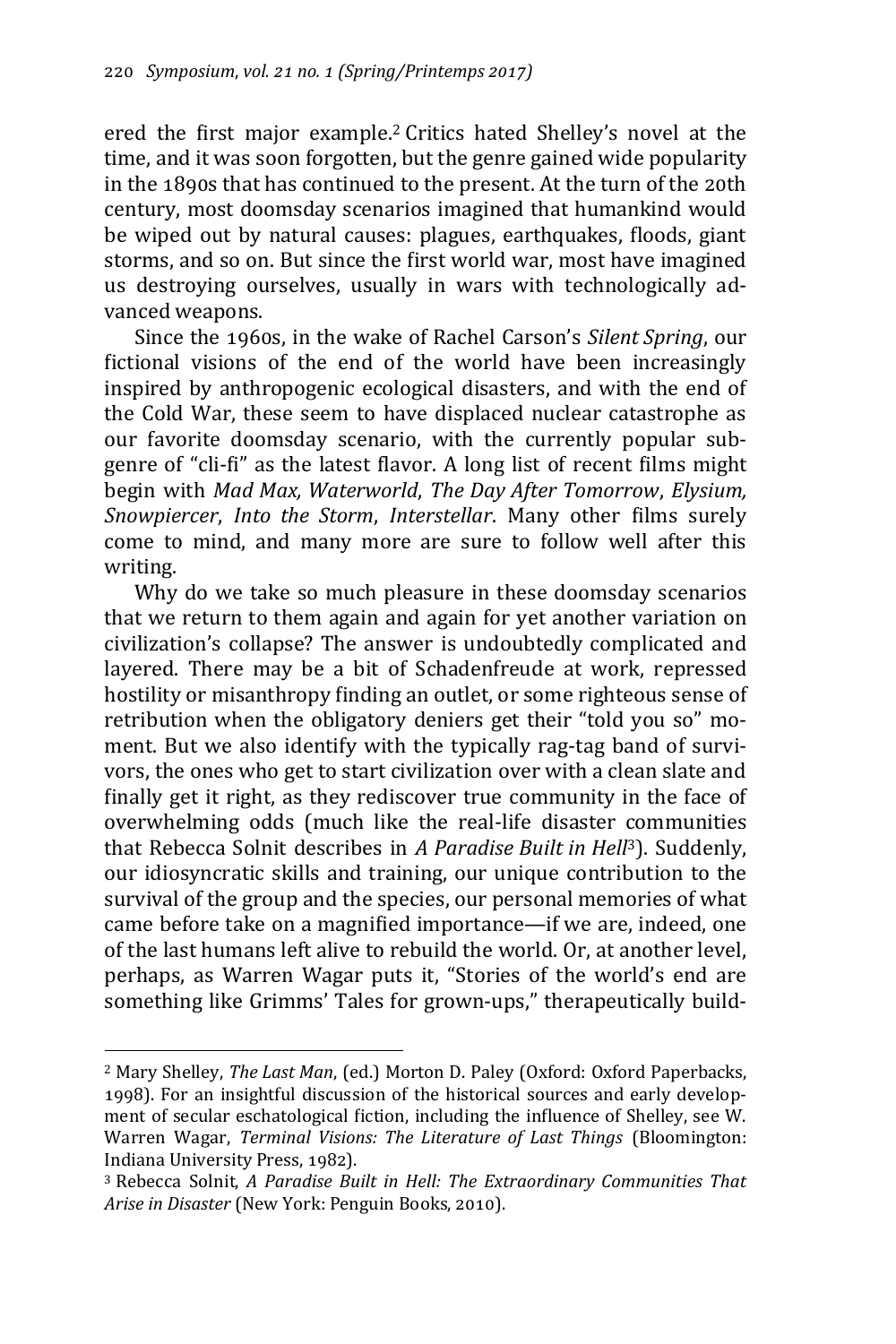ered the first major example.[2] Critics hated Shelley's novel at the time, and it was soon forgotten, but the genre gained wide popularity in the 1890s that has continued to the present. At the turn of the 20th century, most doomsday scenarios imagined that humankind would be wiped out by natural causes: plagues, earthquakes, floods, giant storms, and so on. But since the first world war, most have imagined us destroying ourselves, usually in wars with technologically advanced weapons.

Since the 1960s, in the wake of Rachel Carson's *Silent Spring*, our fictional visions of the end of the world have been increasingly inspired by anthropogenic ecological disasters, and with the end of the Cold War, these seem to have displaced nuclear catastrophe as our favorite doomsday scenario, with the currently popular subgenre of "cli-fi" as the latest flavor. A long list of recent films might begin with *Mad Max, Waterworld*, *The Day After Tomorrow*, *Elysium, Snowpiercer*, *Into the Storm*, *Interstellar*. Many other films surely come to mind, and many more are sure to follow well after this writing.

Why do we take so much pleasure in these doomsday scenarios that we return to them again and again for yet another variation on civilization's collapse? The answer is undoubtedly complicated and layered. There may be a bit of Schadenfreude at work, repressed hostility or misanthropy finding an outlet, or some righteous sense of retribution when the obligatory deniers get their "told you so" moment. But we also identify with the typically rag-tag band of survivors, the ones who get to start civilization over with a clean slate and finally get it right, as they rediscover true community in the face of overwhelming odds (much like the real-life disaster communities that Rebecca Solnit describes in *A Paradise Built in Hell*[3]). Suddenly, our idiosyncratic skills and training, our unique contribution to the survival of the group and the species, our personal memories of what came before take on a magnified importance—if we are, indeed, one of the last humans left alive to rebuild the world. Or, at another level, perhaps, as Warren Wagar puts it, "Stories of the world's end are something like Grimms' Tales for grown-ups," therapeutically build-

---

[2] Mary Shelley, *The Last Man*, (ed.) Morton D. Paley (Oxford: Oxford Paperbacks, 1998). For an insightful discussion of the historical sources and early development of secular eschatological fiction, including the influence of Shelley, see W. Warren Wagar, *Terminal Visions: The Literature of Last Things* (Bloomington: Indiana University Press, 1982).

[3] Rebecca Solnit, *A Paradise Built in Hell: The Extraordinary Communities That Arise in Disaster* (New York: Penguin Books, 2010).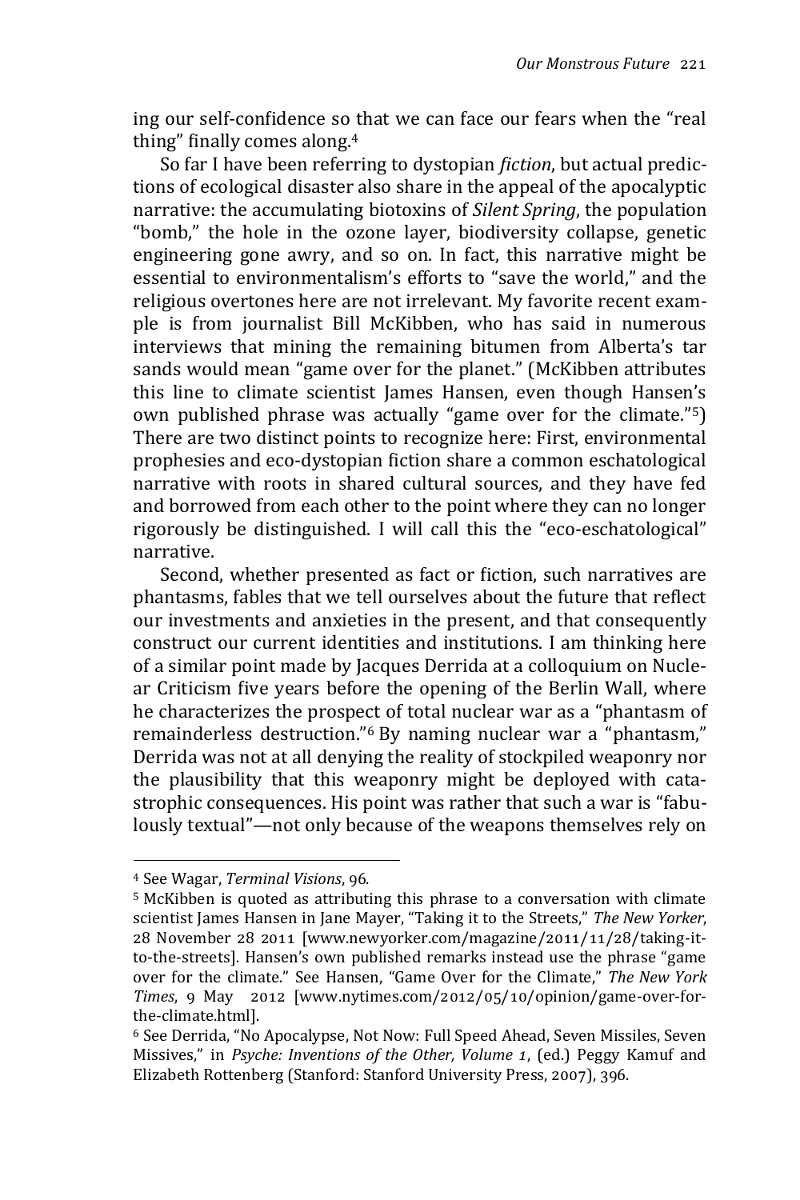ing our self-confidence so that we can face our fears when the "real thing" finally comes along.[4]

So far I have been referring to dystopian *fiction*, but actual predictions of ecological disaster also share in the appeal of the apocalyptic narrative: the accumulating biotoxins of *Silent Spring*, the population "bomb," the hole in the ozone layer, biodiversity collapse, genetic engineering gone awry, and so on. In fact, this narrative might be essential to environmentalism's efforts to "save the world," and the religious overtones here are not irrelevant. My favorite recent example is from journalist Bill McKibben, who has said in numerous interviews that mining the remaining bitumen from Alberta's tar sands would mean "game over for the planet." (McKibben attributes this line to climate scientist James Hansen, even though Hansen's own published phrase was actually "game over for the climate."[5]) There are two distinct points to recognize here: First, environmental prophesies and eco-dystopian fiction share a common eschatological narrative with roots in shared cultural sources, and they have fed and borrowed from each other to the point where they can no longer rigorously be distinguished. I will call this the "eco-eschatological" narrative.

Second, whether presented as fact or fiction, such narratives are phantasms, fables that we tell ourselves about the future that reflect our investments and anxieties in the present, and that consequently construct our current identities and institutions. I am thinking here of a similar point made by Jacques Derrida at a colloquium on Nuclear Criticism five years before the opening of the Berlin Wall, where he characterizes the prospect of total nuclear war as a "phantasm of remainderless destruction."[6] By naming nuclear war a "phantasm," Derrida was not at all denying the reality of stockpiled weaponry nor the plausibility that this weaponry might be deployed with catastrophic consequences. His point was rather that such a war is "fabulously textual"—not only because of the weapons themselves rely on

---

[4] See Wagar, *Terminal Visions*, 96.

[5] McKibben is quoted as attributing this phrase to a conversation with climate scientist James Hansen in Jane Mayer, "Taking it to the Streets," *The New Yorker*, 28 November 28 2011 [www.newyorker.com/magazine/2011/11/28/taking-it-to-the-streets]. Hansen's own published remarks instead use the phrase "game over for the climate." See Hansen, "Game Over for the Climate," *The New York Times*, 9 May 2012 [www.nytimes.com/2012/05/10/opinion/game-over-for-the-climate.html].

[6] See Derrida, "No Apocalypse, Not Now: Full Speed Ahead, Seven Missiles, Seven Missives," in *Psyche: Inventions of the Other, Volume 1*, (ed.) Peggy Kamuf and Elizabeth Rottenberg (Stanford: Stanford University Press, 2007), 396.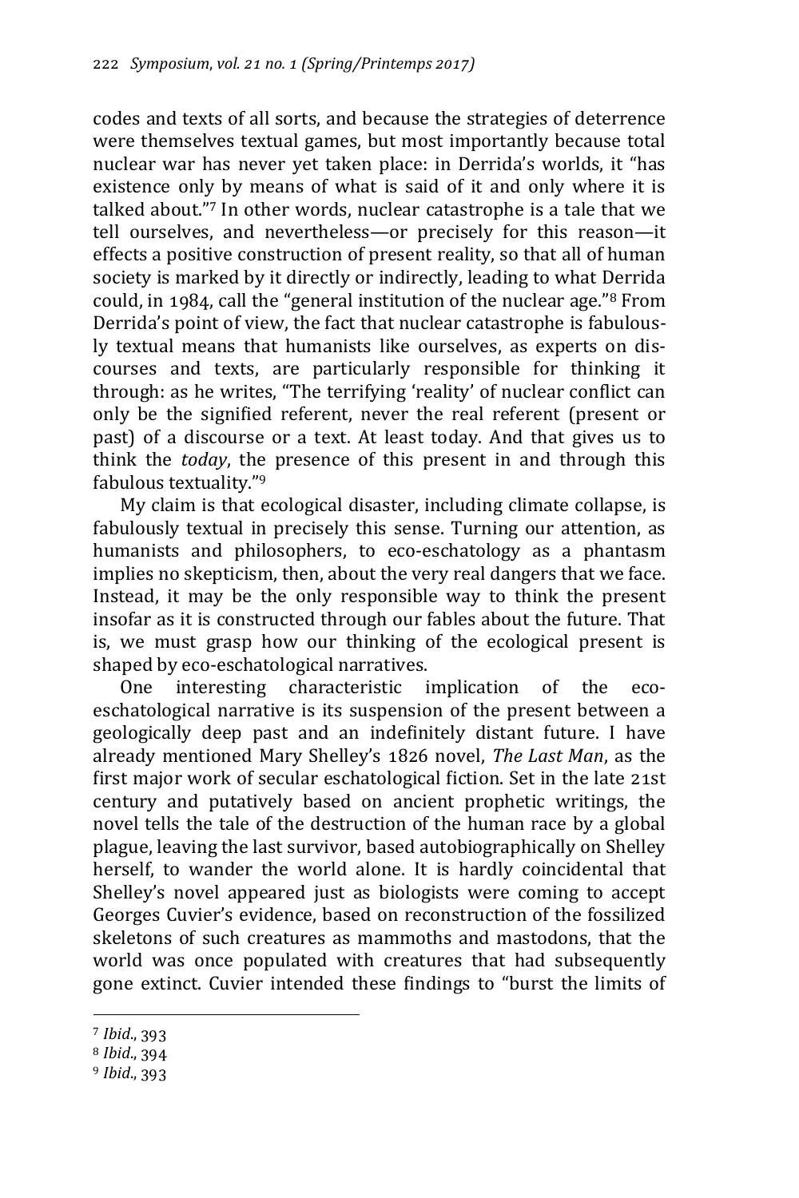codes and texts of all sorts, and because the strategies of deterrence were themselves textual games, but most importantly because total nuclear war has never yet taken place: in Derrida's worlds, it "has existence only by means of what is said of it and only where it is talked about."[7] In other words, nuclear catastrophe is a tale that we tell ourselves, and nevertheless—or precisely for this reason—it effects a positive construction of present reality, so that all of human society is marked by it directly or indirectly, leading to what Derrida could, in 1984, call the "general institution of the nuclear age."[8] From Derrida's point of view, the fact that nuclear catastrophe is fabulously textual means that humanists like ourselves, as experts on discourses and texts, are particularly responsible for thinking it through: as he writes, "The terrifying 'reality' of nuclear conflict can only be the signified referent, never the real referent (present or past) of a discourse or a text. At least today. And that gives us to think the *today*, the presence of this present in and through this fabulous textuality."[9]

My claim is that ecological disaster, including climate collapse, is fabulously textual in precisely this sense. Turning our attention, as humanists and philosophers, to eco-eschatology as a phantasm implies no skepticism, then, about the very real dangers that we face. Instead, it may be the only responsible way to think the present insofar as it is constructed through our fables about the future. That is, we must grasp how our thinking of the ecological present is shaped by eco-eschatological narratives.

One interesting characteristic implication of the eco-eschatological narrative is its suspension of the present between a geologically deep past and an indefinitely distant future. I have already mentioned Mary Shelley's 1826 novel, *The Last Man*, as the first major work of secular eschatological fiction. Set in the late 21st century and putatively based on ancient prophetic writings, the novel tells the tale of the destruction of the human race by a global plague, leaving the last survivor, based autobiographically on Shelley herself, to wander the world alone. It is hardly coincidental that Shelley's novel appeared just as biologists were coming to accept Georges Cuvier's evidence, based on reconstruction of the fossilized skeletons of such creatures as mammoths and mastodons, that the world was once populated with creatures that had subsequently gone extinct. Cuvier intended these findings to "burst the limits of

---

[7] *Ibid.*, 393

[8] *Ibid.*, 394

[9] *Ibid.*, 393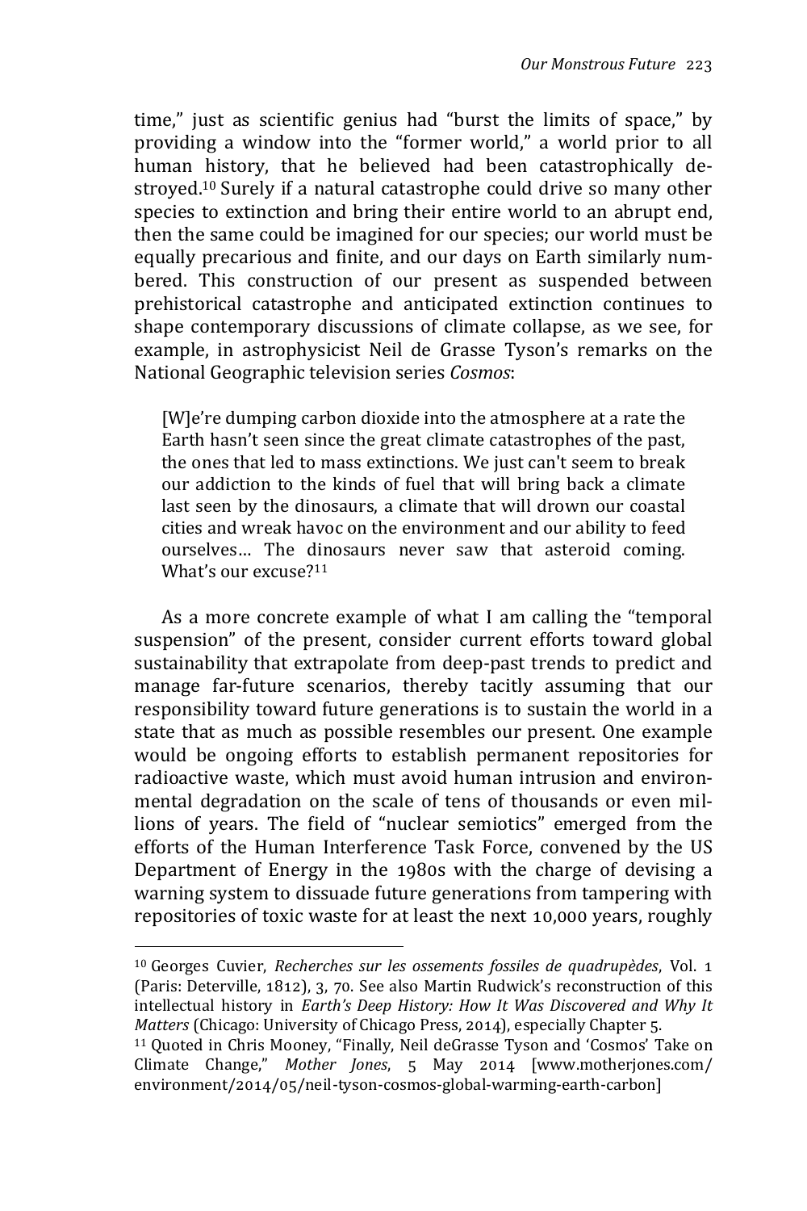time," just as scientific genius had "burst the limits of space," by providing a window into the "former world," a world prior to all human history, that he believed had been catastrophically destroyed.[10] Surely if a natural catastrophe could drive so many other species to extinction and bring their entire world to an abrupt end, then the same could be imagined for our species; our world must be equally precarious and finite, and our days on Earth similarly numbered. This construction of our present as suspended between prehistorical catastrophe and anticipated extinction continues to shape contemporary discussions of climate collapse, as we see, for example, in astrophysicist Neil de Grasse Tyson's remarks on the National Geographic television series *Cosmos*:

> [W]e're dumping carbon dioxide into the atmosphere at a rate the Earth hasn't seen since the great climate catastrophes of the past, the ones that led to mass extinctions. We just can't seem to break our addiction to the kinds of fuel that will bring back a climate last seen by the dinosaurs, a climate that will drown our coastal cities and wreak havoc on the environment and our ability to feed ourselves… The dinosaurs never saw that asteroid coming. What's our excuse?[11]

As a more concrete example of what I am calling the "temporal suspension" of the present, consider current efforts toward global sustainability that extrapolate from deep-past trends to predict and manage far-future scenarios, thereby tacitly assuming that our responsibility toward future generations is to sustain the world in a state that as much as possible resembles our present. One example would be ongoing efforts to establish permanent repositories for radioactive waste, which must avoid human intrusion and environmental degradation on the scale of tens of thousands or even millions of years. The field of "nuclear semiotics" emerged from the efforts of the Human Interference Task Force, convened by the US Department of Energy in the 1980s with the charge of devising a warning system to dissuade future generations from tampering with repositories of toxic waste for at least the next 10,000 years, roughly

---

[10] Georges Cuvier, *Recherches sur les ossements fossiles de quadrupèdes*, Vol. 1 (Paris: Deterville, 1812), 3, 70. See also Martin Rudwick's reconstruction of this intellectual history in *Earth's Deep History: How It Was Discovered and Why It Matters* (Chicago: University of Chicago Press, 2014), especially Chapter 5.

[11] Quoted in Chris Mooney, "Finally, Neil deGrasse Tyson and 'Cosmos' Take on Climate Change," *Mother Jones*, 5 May 2014 [www.motherjones.com/environment/2014/05/neil-tyson-cosmos-global-warming-earth-carbon]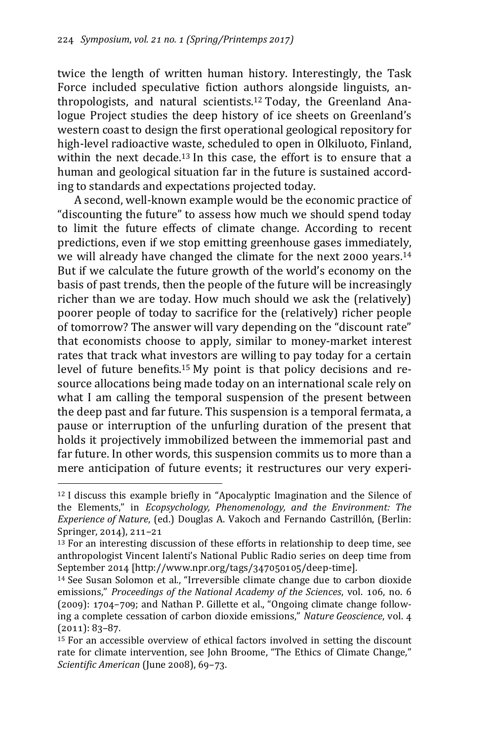twice the length of written human history. Interestingly, the Task Force included speculative fiction authors alongside linguists, anthropologists, and natural scientists.[12] Today, the Greenland Analogue Project studies the deep history of ice sheets on Greenland's western coast to design the first operational geological repository for high-level radioactive waste, scheduled to open in Olkiluoto, Finland, within the next decade.[13] In this case, the effort is to ensure that a human and geological situation far in the future is sustained according to standards and expectations projected today.

A second, well-known example would be the economic practice of "discounting the future" to assess how much we should spend today to limit the future effects of climate change. According to recent predictions, even if we stop emitting greenhouse gases immediately, we will already have changed the climate for the next 2000 years.[14] But if we calculate the future growth of the world's economy on the basis of past trends, then the people of the future will be increasingly richer than we are today. How much should we ask the (relatively) poorer people of today to sacrifice for the (relatively) richer people of tomorrow? The answer will vary depending on the "discount rate" that economists choose to apply, similar to money-market interest rates that track what investors are willing to pay today for a certain level of future benefits.[15] My point is that policy decisions and resource allocations being made today on an international scale rely on what I am calling the temporal suspension of the present between the deep past and far future. This suspension is a temporal fermata, a pause or interruption of the unfurling duration of the present that holds it projectively immobilized between the immemorial past and far future. In other words, this suspension commits us to more than a mere anticipation of future events; it restructures our very experi-

---

[12] I discuss this example briefly in "Apocalyptic Imagination and the Silence of the Elements," in *Ecopsychology, Phenomenology, and the Environment: The Experience of Nature*, (ed.) Douglas A. Vakoch and Fernando Castrillón, (Berlin: Springer, 2014), 211–21

[13] For an interesting discussion of these efforts in relationship to deep time, see anthropologist Vincent Ialenti's National Public Radio series on deep time from September 2014 [http://www.npr.org/tags/347050105/deep-time].

[14] See Susan Solomon et al., "Irreversible climate change due to carbon dioxide emissions," *Proceedings of the National Academy of the Sciences*, vol. 106, no. 6 (2009): 1704–709; and Nathan P. Gillette et al., "Ongoing climate change following a complete cessation of carbon dioxide emissions," *Nature Geoscience*, vol. 4 (2011): 83–87.

[15] For an accessible overview of ethical factors involved in setting the discount rate for climate intervention, see John Broome, "The Ethics of Climate Change," *Scientific American* (June 2008), 69–73.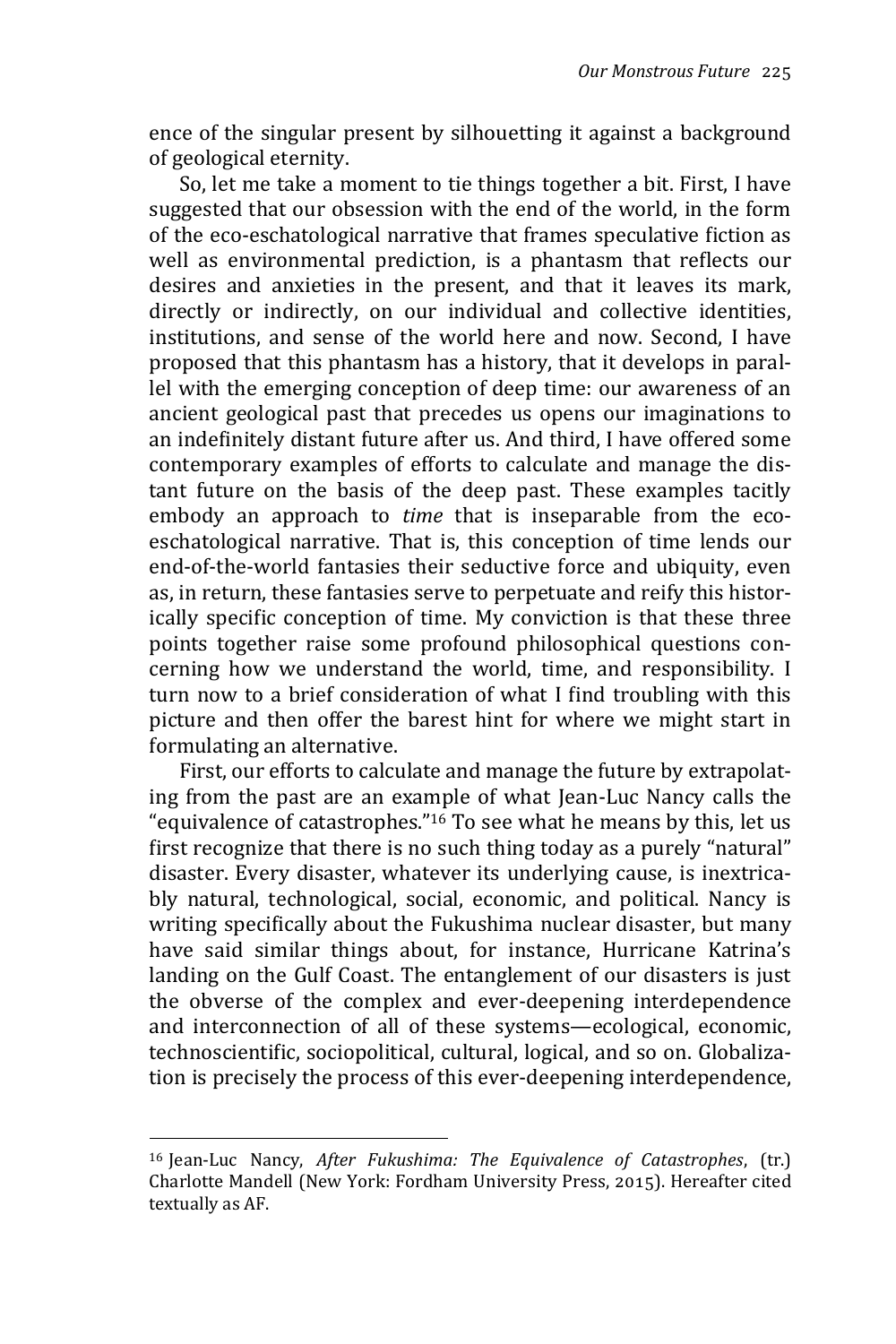ence of the singular present by silhouetting it against a background of geological eternity.

So, let me take a moment to tie things together a bit. First, I have suggested that our obsession with the end of the world, in the form of the eco-eschatological narrative that frames speculative fiction as well as environmental prediction, is a phantasm that reflects our desires and anxieties in the present, and that it leaves its mark, directly or indirectly, on our individual and collective identities, institutions, and sense of the world here and now. Second, I have proposed that this phantasm has a history, that it develops in parallel with the emerging conception of deep time: our awareness of an ancient geological past that precedes us opens our imaginations to an indefinitely distant future after us. And third, I have offered some contemporary examples of efforts to calculate and manage the distant future on the basis of the deep past. These examples tacitly embody an approach to *time* that is inseparable from the eco-eschatological narrative. That is, this conception of time lends our end-of-the-world fantasies their seductive force and ubiquity, even as, in return, these fantasies serve to perpetuate and reify this historically specific conception of time. My conviction is that these three points together raise some profound philosophical questions concerning how we understand the world, time, and responsibility. I turn now to a brief consideration of what I find troubling with this picture and then offer the barest hint for where we might start in formulating an alternative.

First, our efforts to calculate and manage the future by extrapolating from the past are an example of what Jean-Luc Nancy calls the "equivalence of catastrophes."[16] To see what he means by this, let us first recognize that there is no such thing today as a purely "natural" disaster. Every disaster, whatever its underlying cause, is inextricably natural, technological, social, economic, and political. Nancy is writing specifically about the Fukushima nuclear disaster, but many have said similar things about, for instance, Hurricane Katrina's landing on the Gulf Coast. The entanglement of our disasters is just the obverse of the complex and ever-deepening interdependence and interconnection of all of these systems—ecological, economic, technoscientific, sociopolitical, cultural, logical, and so on. Globalization is precisely the process of this ever-deepening interdependence,

---

[16] Jean-Luc Nancy, *After Fukushima: The Equivalence of Catastrophes*, (tr.) Charlotte Mandell (New York: Fordham University Press, 2015). Hereafter cited textually as AF.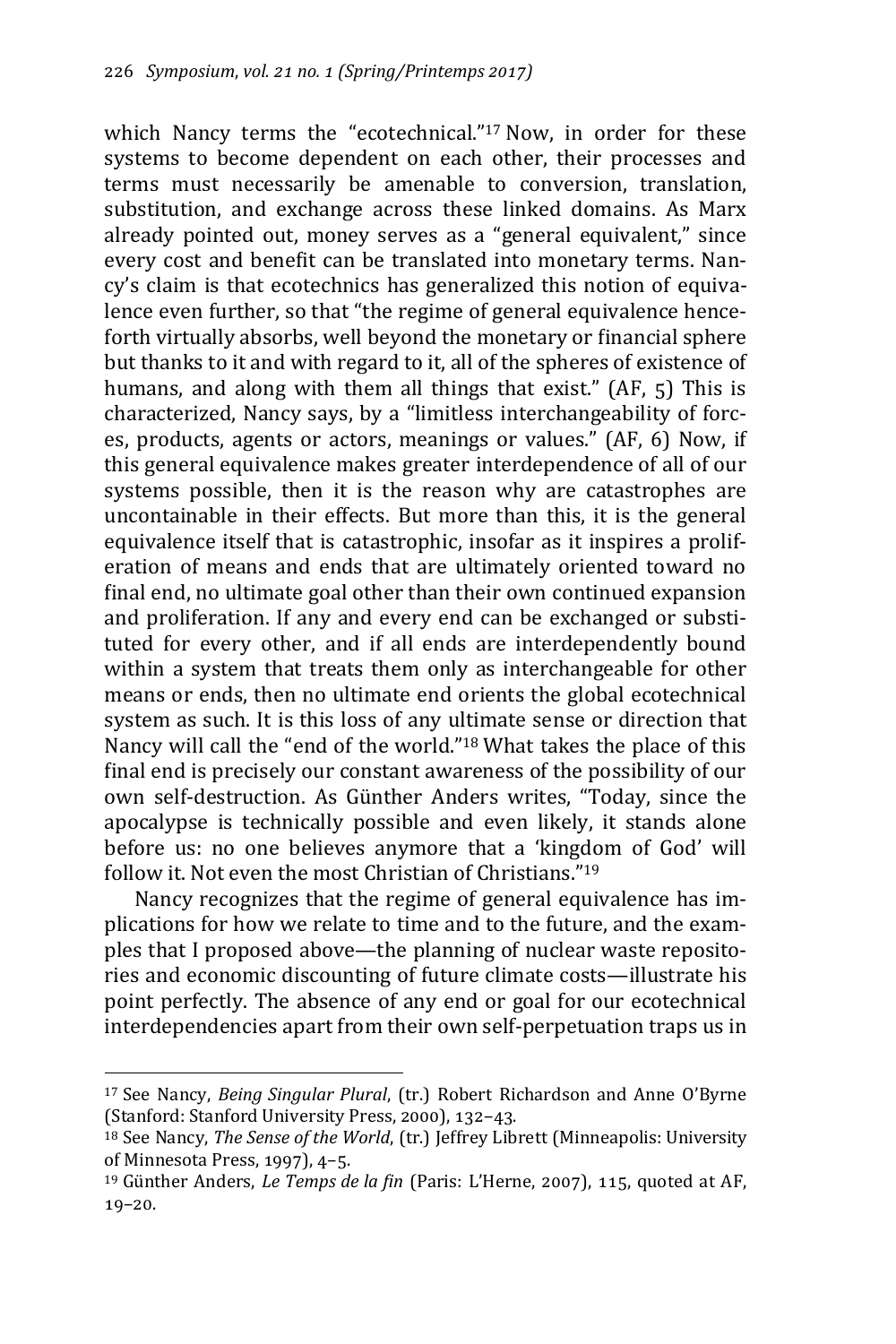which Nancy terms the "ecotechnical."[17] Now, in order for these systems to become dependent on each other, their processes and terms must necessarily be amenable to conversion, translation, substitution, and exchange across these linked domains. As Marx already pointed out, money serves as a "general equivalent," since every cost and benefit can be translated into monetary terms. Nancy's claim is that ecotechnics has generalized this notion of equivalence even further, so that "the regime of general equivalence henceforth virtually absorbs, well beyond the monetary or financial sphere but thanks to it and with regard to it, all of the spheres of existence of humans, and along with them all things that exist." (AF, 5) This is characterized, Nancy says, by a "limitless interchangeability of forces, products, agents or actors, meanings or values." (AF, 6) Now, if this general equivalence makes greater interdependence of all of our systems possible, then it is the reason why are catastrophes are uncontainable in their effects. But more than this, it is the general equivalence itself that is catastrophic, insofar as it inspires a proliferation of means and ends that are ultimately oriented toward no final end, no ultimate goal other than their own continued expansion and proliferation. If any and every end can be exchanged or substituted for every other, and if all ends are interdependently bound within a system that treats them only as interchangeable for other means or ends, then no ultimate end orients the global ecotechnical system as such. It is this loss of any ultimate sense or direction that Nancy will call the "end of the world."[18] What takes the place of this final end is precisely our constant awareness of the possibility of our own self-destruction. As Günther Anders writes, "Today, since the apocalypse is technically possible and even likely, it stands alone before us: no one believes anymore that a 'kingdom of God' will follow it. Not even the most Christian of Christians."[19]

Nancy recognizes that the regime of general equivalence has implications for how we relate to time and to the future, and the examples that I proposed above—the planning of nuclear waste repositories and economic discounting of future climate costs—illustrate his point perfectly. The absence of any end or goal for our ecotechnical interdependencies apart from their own self-perpetuation traps us in

---

[17] See Nancy, *Being Singular Plural*, (tr.) Robert Richardson and Anne O'Byrne (Stanford: Stanford University Press, 2000), 132–43.

[18] See Nancy, *The Sense of the World*, (tr.) Jeffrey Librett (Minneapolis: University of Minnesota Press, 1997), 4–5.

[19] Günther Anders, *Le Temps de la fin* (Paris: L'Herne, 2007), 115, quoted at AF, 19–20.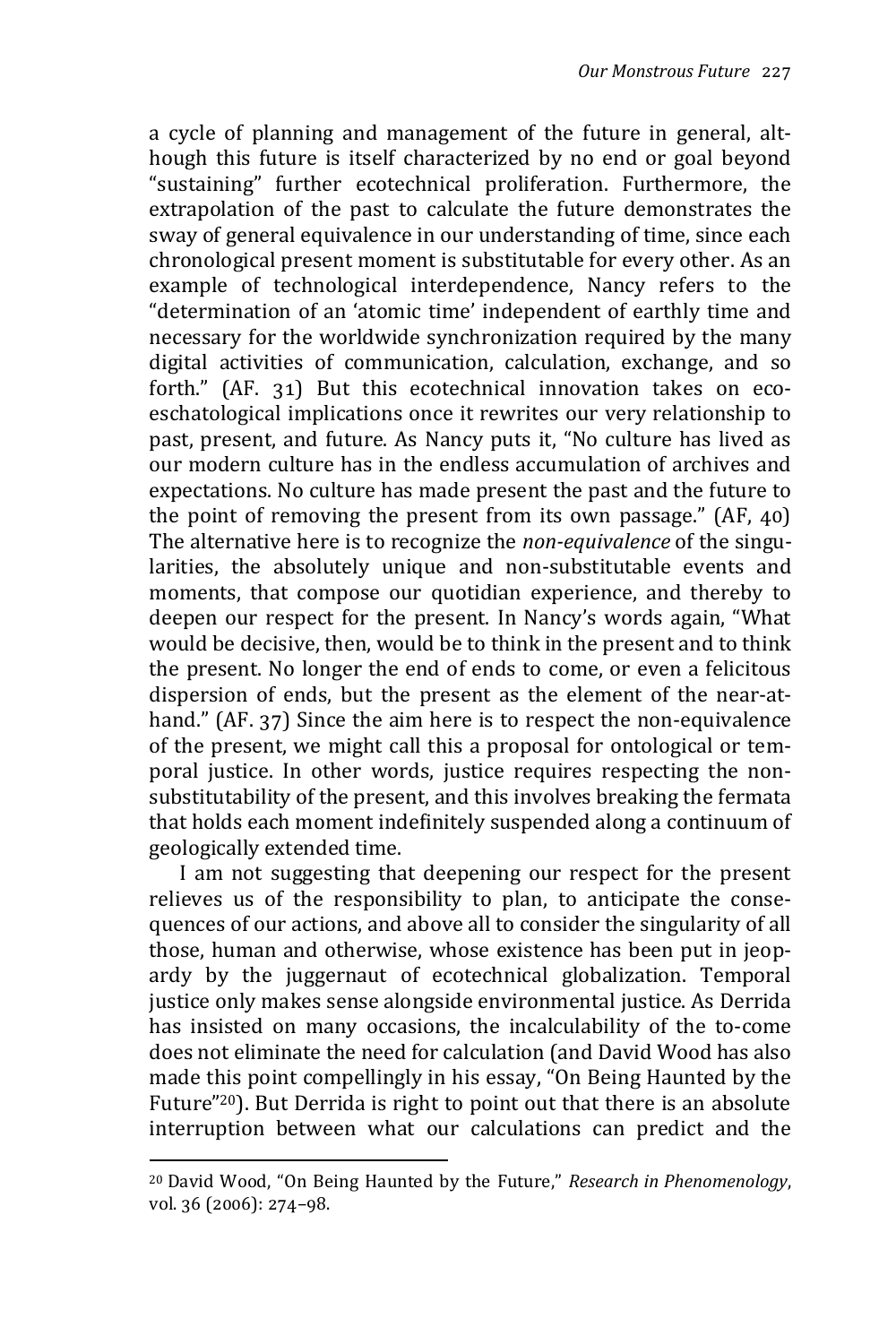a cycle of planning and management of the future in general, although this future is itself characterized by no end or goal beyond "sustaining" further ecotechnical proliferation. Furthermore, the extrapolation of the past to calculate the future demonstrates the sway of general equivalence in our understanding of time, since each chronological present moment is substitutable for every other. As an example of technological interdependence, Nancy refers to the "determination of an 'atomic time' independent of earthly time and necessary for the worldwide synchronization required by the many digital activities of communication, calculation, exchange, and so forth." (AF. 31) But this ecotechnical innovation takes on eco-eschatological implications once it rewrites our very relationship to past, present, and future. As Nancy puts it, "No culture has lived as our modern culture has in the endless accumulation of archives and expectations. No culture has made present the past and the future to the point of removing the present from its own passage." (AF, 40) The alternative here is to recognize the *non-equivalence* of the singularities, the absolutely unique and non-substitutable events and moments, that compose our quotidian experience, and thereby to deepen our respect for the present. In Nancy's words again, "What would be decisive, then, would be to think in the present and to think the present. No longer the end of ends to come, or even a felicitous dispersion of ends, but the present as the element of the near-at-hand." (AF. 37) Since the aim here is to respect the non-equivalence of the present, we might call this a proposal for ontological or temporal justice. In other words, justice requires respecting the non-substitutability of the present, and this involves breaking the fermata that holds each moment indefinitely suspended along a continuum of geologically extended time.

I am not suggesting that deepening our respect for the present relieves us of the responsibility to plan, to anticipate the consequences of our actions, and above all to consider the singularity of all those, human and otherwise, whose existence has been put in jeopardy by the juggernaut of ecotechnical globalization. Temporal justice only makes sense alongside environmental justice. As Derrida has insisted on many occasions, the incalculability of the to-come does not eliminate the need for calculation (and David Wood has also made this point compellingly in his essay, "On Being Haunted by the Future"[20]). But Derrida is right to point out that there is an absolute interruption between what our calculations can predict and the

[20] David Wood, "On Being Haunted by the Future," *Research in Phenomenology*, vol. 36 (2006): 274–98.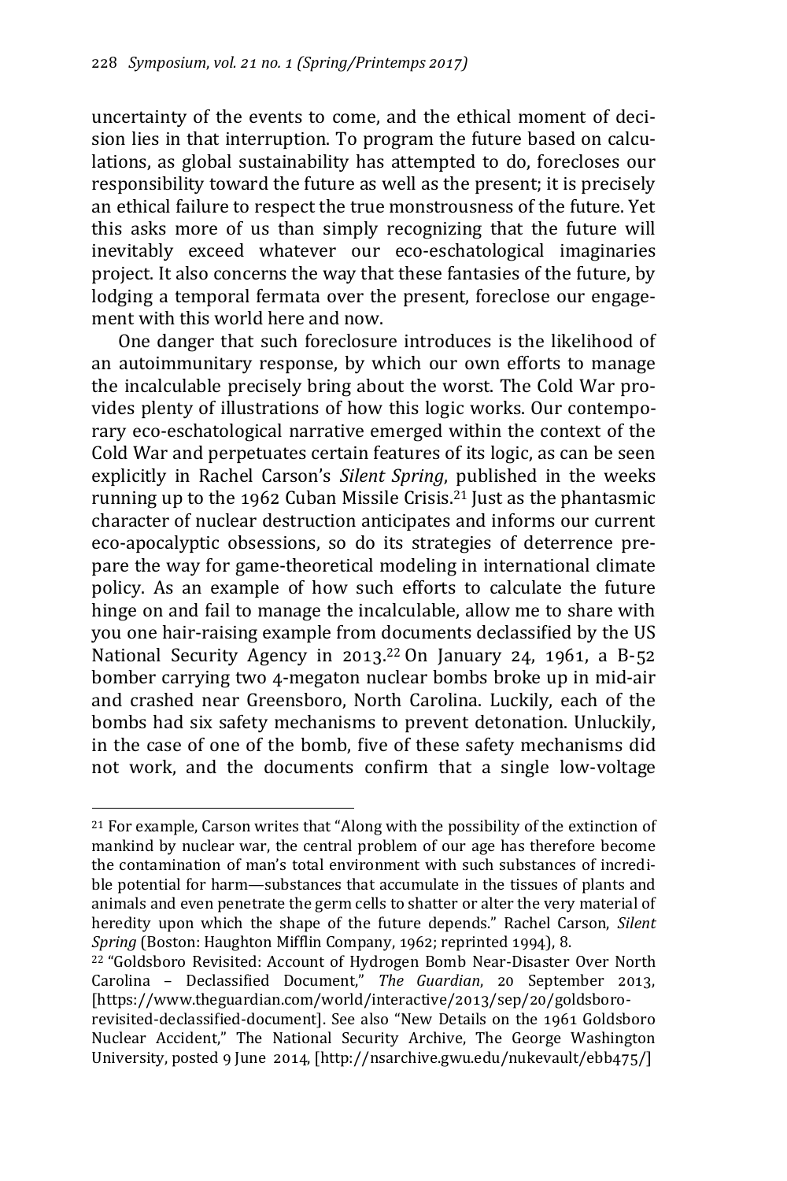uncertainty of the events to come, and the ethical moment of decision lies in that interruption. To program the future based on calculations, as global sustainability has attempted to do, forecloses our responsibility toward the future as well as the present; it is precisely an ethical failure to respect the true monstrousness of the future. Yet this asks more of us than simply recognizing that the future will inevitably exceed whatever our eco-eschatological imaginaries project. It also concerns the way that these fantasies of the future, by lodging a temporal fermata over the present, foreclose our engagement with this world here and now.

One danger that such foreclosure introduces is the likelihood of an autoimmunitary response, by which our own efforts to manage the incalculable precisely bring about the worst. The Cold War provides plenty of illustrations of how this logic works. Our contemporary eco-eschatological narrative emerged within the context of the Cold War and perpetuates certain features of its logic, as can be seen explicitly in Rachel Carson's *Silent Spring*, published in the weeks running up to the 1962 Cuban Missile Crisis.[21] Just as the phantasmic character of nuclear destruction anticipates and informs our current eco-apocalyptic obsessions, so do its strategies of deterrence prepare the way for game-theoretical modeling in international climate policy. As an example of how such efforts to calculate the future hinge on and fail to manage the incalculable, allow me to share with you one hair-raising example from documents declassified by the US National Security Agency in 2013.[22] On January 24, 1961, a B-52 bomber carrying two 4-megaton nuclear bombs broke up in mid-air and crashed near Greensboro, North Carolina. Luckily, each of the bombs had six safety mechanisms to prevent detonation. Unluckily, in the case of one of the bomb, five of these safety mechanisms did not work, and the documents confirm that a single low-voltage

---

[21] For example, Carson writes that "Along with the possibility of the extinction of mankind by nuclear war, the central problem of our age has therefore become the contamination of man's total environment with such substances of incredible potential for harm—substances that accumulate in the tissues of plants and animals and even penetrate the germ cells to shatter or alter the very material of heredity upon which the shape of the future depends." Rachel Carson, *Silent Spring* (Boston: Haughton Mifflin Company, 1962; reprinted 1994), 8.

[22] "Goldsboro Revisited: Account of Hydrogen Bomb Near-Disaster Over North Carolina – Declassified Document," *The Guardian*, 20 September 2013, [https://www.theguardian.com/world/interactive/2013/sep/20/goldsboro-revisited-declassified-document]. See also "New Details on the 1961 Goldsboro Nuclear Accident," The National Security Archive, The George Washington University, posted 9 June 2014, [http://nsarchive.gwu.edu/nukevault/ebb475/]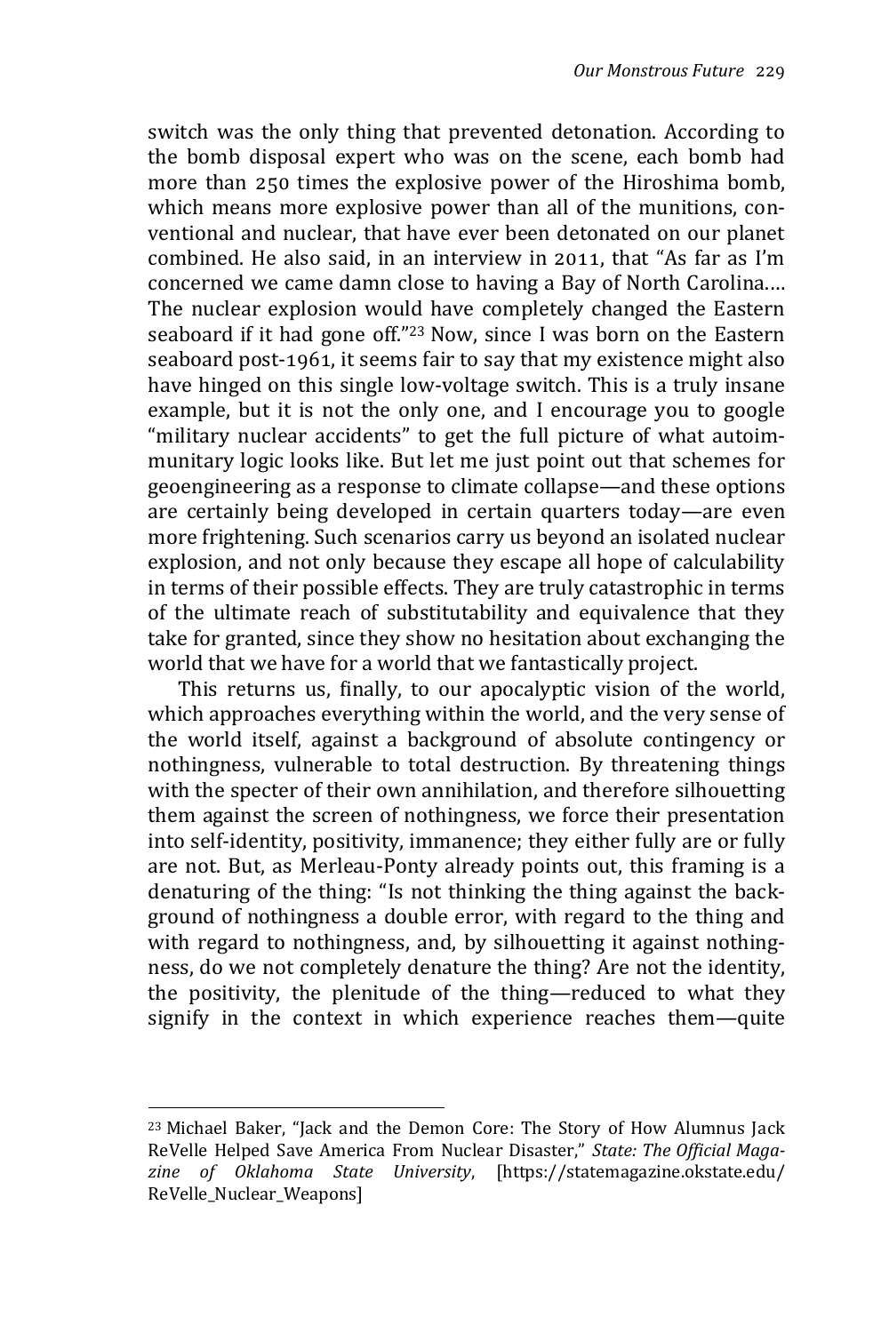switch was the only thing that prevented detonation. According to the bomb disposal expert who was on the scene, each bomb had more than 250 times the explosive power of the Hiroshima bomb, which means more explosive power than all of the munitions, conventional and nuclear, that have ever been detonated on our planet combined. He also said, in an interview in 2011, that "As far as I'm concerned we came damn close to having a Bay of North Carolina…. The nuclear explosion would have completely changed the Eastern seaboard if it had gone off."[23] Now, since I was born on the Eastern seaboard post-1961, it seems fair to say that my existence might also have hinged on this single low-voltage switch. This is a truly insane example, but it is not the only one, and I encourage you to google "military nuclear accidents" to get the full picture of what autoimmunitary logic looks like. But let me just point out that schemes for geoengineering as a response to climate collapse—and these options are certainly being developed in certain quarters today—are even more frightening. Such scenarios carry us beyond an isolated nuclear explosion, and not only because they escape all hope of calculability in terms of their possible effects. They are truly catastrophic in terms of the ultimate reach of substitutability and equivalence that they take for granted, since they show no hesitation about exchanging the world that we have for a world that we fantastically project.

This returns us, finally, to our apocalyptic vision of the world, which approaches everything within the world, and the very sense of the world itself, against a background of absolute contingency or nothingness, vulnerable to total destruction. By threatening things with the specter of their own annihilation, and therefore silhouetting them against the screen of nothingness, we force their presentation into self-identity, positivity, immanence; they either fully are or fully are not. But, as Merleau-Ponty already points out, this framing is a denaturing of the thing: "Is not thinking the thing against the background of nothingness a double error, with regard to the thing and with regard to nothingness, and, by silhouetting it against nothingness, do we not completely denature the thing? Are not the identity, the positivity, the plenitude of the thing—reduced to what they signify in the context in which experience reaches them—quite

---

[23] Michael Baker, "Jack and the Demon Core: The Story of How Alumnus Jack ReVelle Helped Save America From Nuclear Disaster," *State: The Official Magazine of Oklahoma State University*, [https://statemagazine.okstate.edu/ReVelle_Nuclear_Weapons]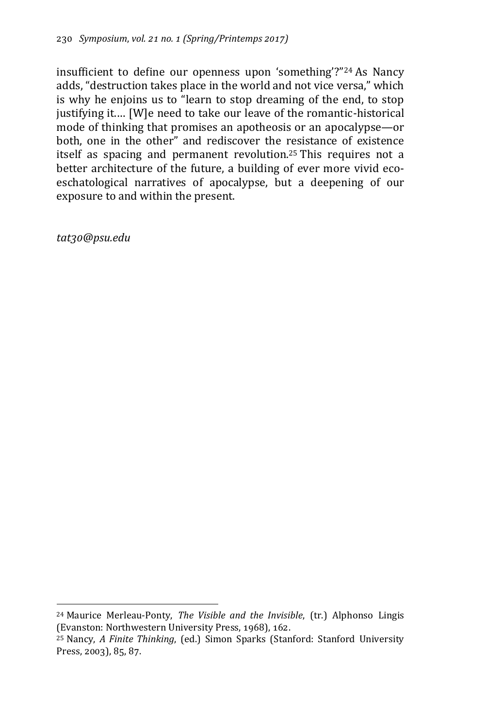insufficient to define our openness upon 'something'?"[24] As Nancy adds, "destruction takes place in the world and not vice versa," which is why he enjoins us to "learn to stop dreaming of the end, to stop justifying it…. [W]e need to take our leave of the romantic-historical mode of thinking that promises an apotheosis or an apocalypse—or both, one in the other" and rediscover the resistance of existence itself as spacing and permanent revolution.[25] This requires not a better architecture of the future, a building of ever more vivid eco-eschatological narratives of apocalypse, but a deepening of our exposure to and within the present.

*tat30@psu.edu*

---

[24] Maurice Merleau-Ponty, *The Visible and the Invisible*, (tr.) Alphonso Lingis (Evanston: Northwestern University Press, 1968), 162.

[25] Nancy, *A Finite Thinking*, (ed.) Simon Sparks (Stanford: Stanford University Press, 2003), 85, 87.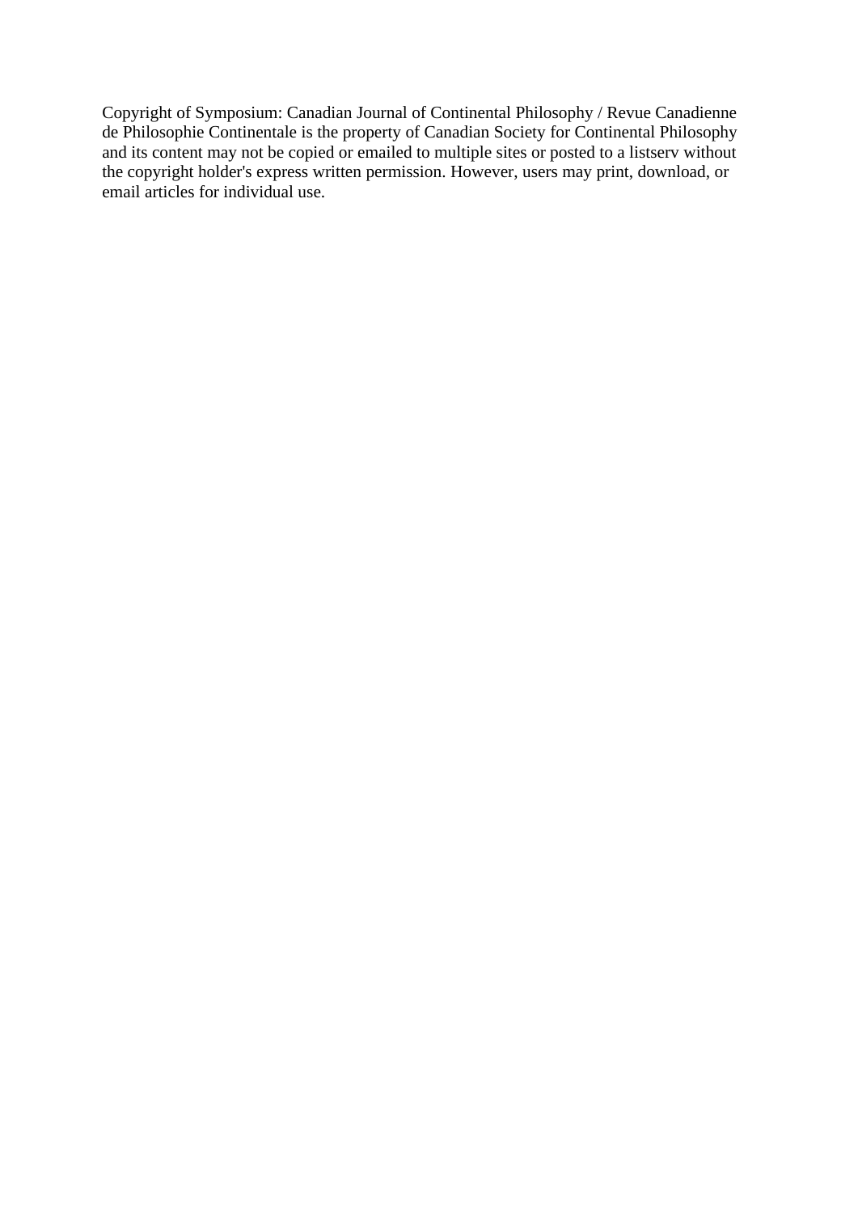Copyright of Symposium: Canadian Journal of Continental Philosophy / Revue Canadienne de Philosophie Continentale is the property of Canadian Society for Continental Philosophy and its content may not be copied or emailed to multiple sites or posted to a listserv without the copyright holder's express written permission. However, users may print, download, or email articles for individual use.